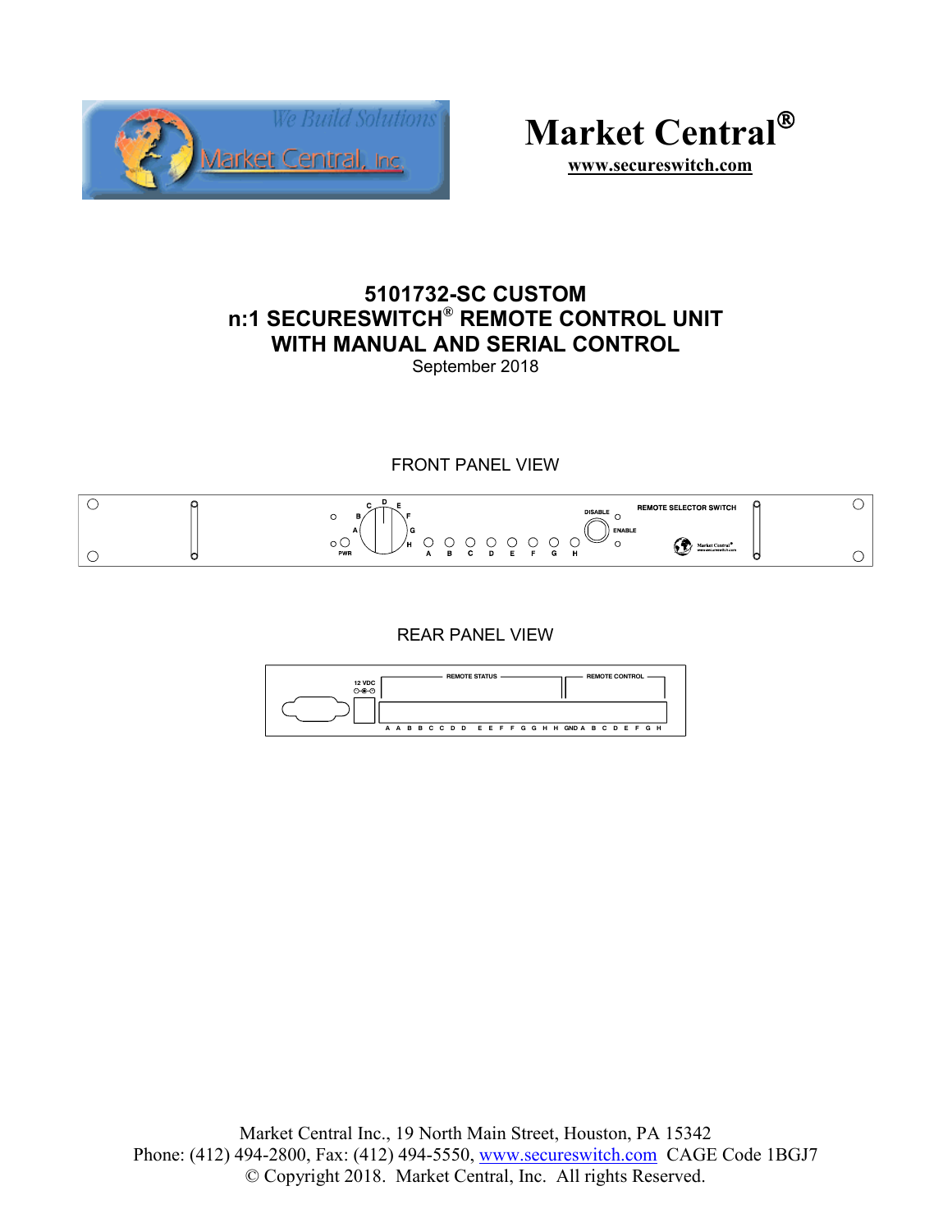# Market Central®

**www.secureswitch.com**

## 5101732-SC CUSTOM
## n:1 SECURESWITCH® REMOTE CONTROL UNIT
## WITH MANUAL AND SERIAL CONTROL

September 2018

FRONT PANEL VIEW

REAR PANEL VIEW

Market Central Inc., 19 North Main Street, Houston, PA 15342
Phone: (412) 494-2800, Fax: (412) 494-5550, www.secureswitch.com CAGE Code 1BGJ7
© Copyright 2018. Market Central, Inc. All rights Reserved.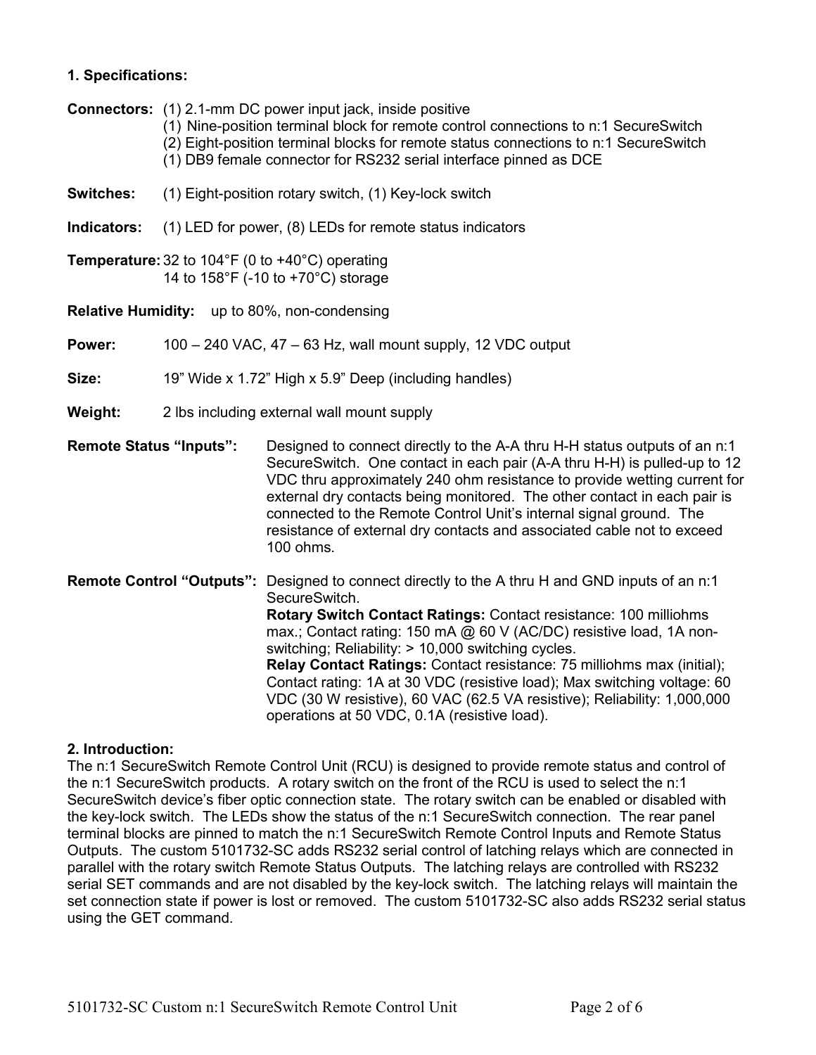## 1. Specifications:

**Connectors:** (1) 2.1-mm DC power input jack, inside positive
(1) Nine-position terminal block for remote control connections to n:1 SecureSwitch
(2) Eight-position terminal blocks for remote status connections to n:1 SecureSwitch
(1) DB9 female connector for RS232 serial interface pinned as DCE

**Switches:** (1) Eight-position rotary switch, (1) Key-lock switch

**Indicators:** (1) LED for power, (8) LEDs for remote status indicators

**Temperature:** 32 to 104°F (0 to +40°C) operating
14 to 158°F (-10 to +70°C) storage

**Relative Humidity:** up to 80%, non-condensing

**Power:** 100 – 240 VAC, 47 – 63 Hz, wall mount supply, 12 VDC output

**Size:** 19" Wide x 1.72" High x 5.9" Deep (including handles)

**Weight:** 2 lbs including external wall mount supply

**Remote Status "Inputs":** Designed to connect directly to the A-A thru H-H status outputs of an n:1 SecureSwitch. One contact in each pair (A-A thru H-H) is pulled-up to 12 VDC thru approximately 240 ohm resistance to provide wetting current for external dry contacts being monitored. The other contact in each pair is connected to the Remote Control Unit's internal signal ground. The resistance of external dry contacts and associated cable not to exceed 100 ohms.

**Remote Control "Outputs":** Designed to connect directly to the A thru H and GND inputs of an n:1 SecureSwitch.
**Rotary Switch Contact Ratings:** Contact resistance: 100 milliohms max.; Contact rating: 150 mA @ 60 V (AC/DC) resistive load, 1A non-switching; Reliability: > 10,000 switching cycles.
**Relay Contact Ratings:** Contact resistance: 75 milliohms max (initial); Contact rating: 1A at 30 VDC (resistive load); Max switching voltage: 60 VDC (30 W resistive), 60 VAC (62.5 VA resistive); Reliability: 1,000,000 operations at 50 VDC, 0.1A (resistive load).

## 2. Introduction:

The n:1 SecureSwitch Remote Control Unit (RCU) is designed to provide remote status and control of the n:1 SecureSwitch products. A rotary switch on the front of the RCU is used to select the n:1 SecureSwitch device's fiber optic connection state. The rotary switch can be enabled or disabled with the key-lock switch. The LEDs show the status of the n:1 SecureSwitch connection. The rear panel terminal blocks are pinned to match the n:1 SecureSwitch Remote Control Inputs and Remote Status Outputs. The custom 5101732-SC adds RS232 serial control of latching relays which are connected in parallel with the rotary switch Remote Status Outputs. The latching relays are controlled with RS232 serial SET commands and are not disabled by the key-lock switch. The latching relays will maintain the set connection state if power is lost or removed. The custom 5101732-SC also adds RS232 serial status using the GET command.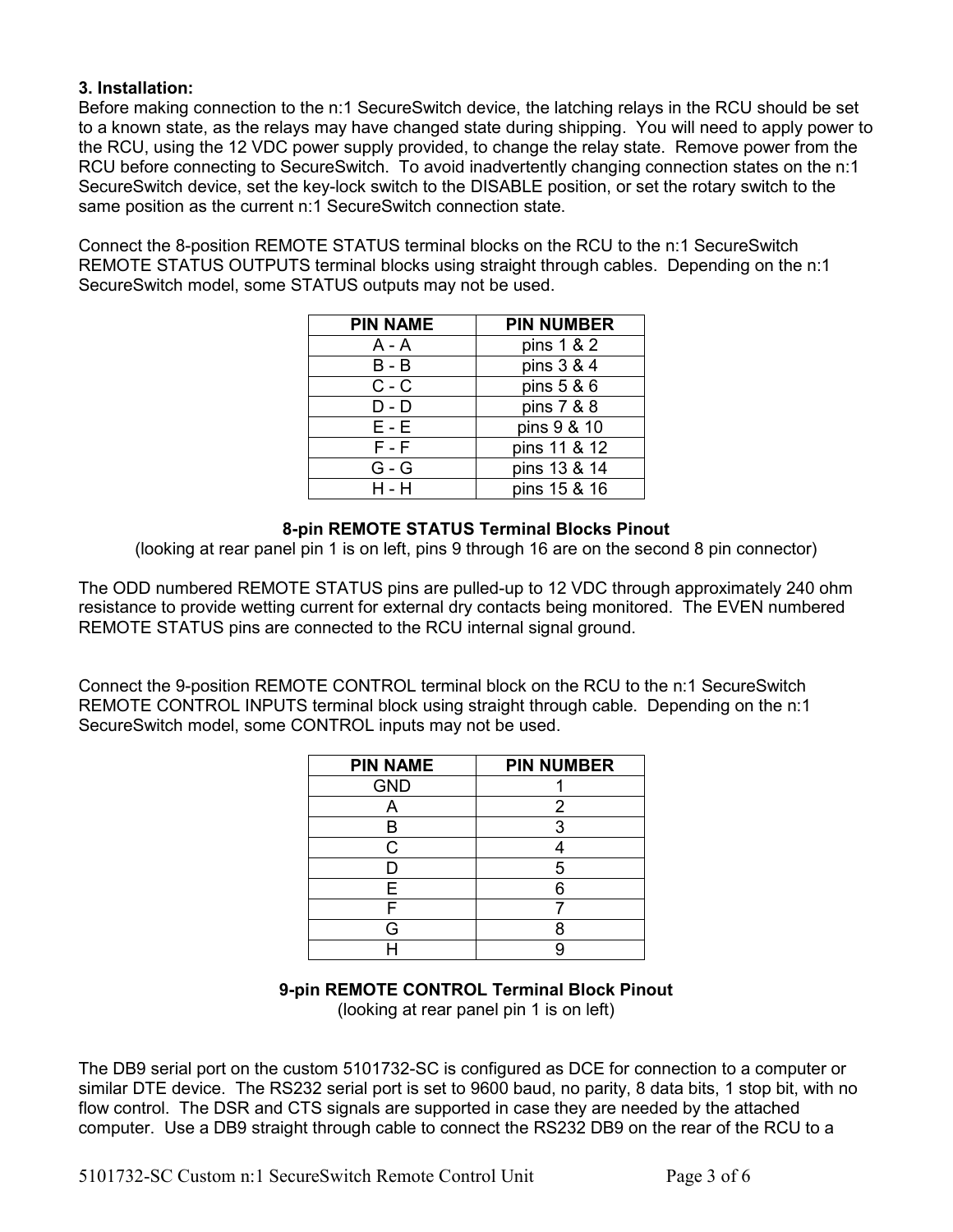### 3. Installation:

Before making connection to the n:1 SecureSwitch device, the latching relays in the RCU should be set to a known state, as the relays may have changed state during shipping. You will need to apply power to the RCU, using the 12 VDC power supply provided, to change the relay state. Remove power from the RCU before connecting to SecureSwitch. To avoid inadvertently changing connection states on the n:1 SecureSwitch device, set the key-lock switch to the DISABLE position, or set the rotary switch to the same position as the current n:1 SecureSwitch connection state.

Connect the 8-position REMOTE STATUS terminal blocks on the RCU to the n:1 SecureSwitch REMOTE STATUS OUTPUTS terminal blocks using straight through cables. Depending on the n:1 SecureSwitch model, some STATUS outputs may not be used.

| PIN NAME | PIN NUMBER |
| --- | --- |
| A - A | pins 1 & 2 |
| B - B | pins 3 & 4 |
| C - C | pins 5 & 6 |
| D - D | pins 7 & 8 |
| E - E | pins 9 & 10 |
| F - F | pins 11 & 12 |
| G - G | pins 13 & 14 |
| H - H | pins 15 & 16 |

**8-pin REMOTE STATUS Terminal Blocks Pinout**
(looking at rear panel pin 1 is on left, pins 9 through 16 are on the second 8 pin connector)

The ODD numbered REMOTE STATUS pins are pulled-up to 12 VDC through approximately 240 ohm resistance to provide wetting current for external dry contacts being monitored. The EVEN numbered REMOTE STATUS pins are connected to the RCU internal signal ground.

Connect the 9-position REMOTE CONTROL terminal block on the RCU to the n:1 SecureSwitch REMOTE CONTROL INPUTS terminal block using straight through cable. Depending on the n:1 SecureSwitch model, some CONTROL inputs may not be used.

| PIN NAME | PIN NUMBER |
| --- | --- |
| GND | 1 |
| A | 2 |
| B | 3 |
| C | 4 |
| D | 5 |
| E | 6 |
| F | 7 |
| G | 8 |
| H | 9 |

**9-pin REMOTE CONTROL Terminal Block Pinout**
(looking at rear panel pin 1 is on left)

The DB9 serial port on the custom 5101732-SC is configured as DCE for connection to a computer or similar DTE device. The RS232 serial port is set to 9600 baud, no parity, 8 data bits, 1 stop bit, with no flow control. The DSR and CTS signals are supported in case they are needed by the attached computer. Use a DB9 straight through cable to connect the RS232 DB9 on the rear of the RCU to a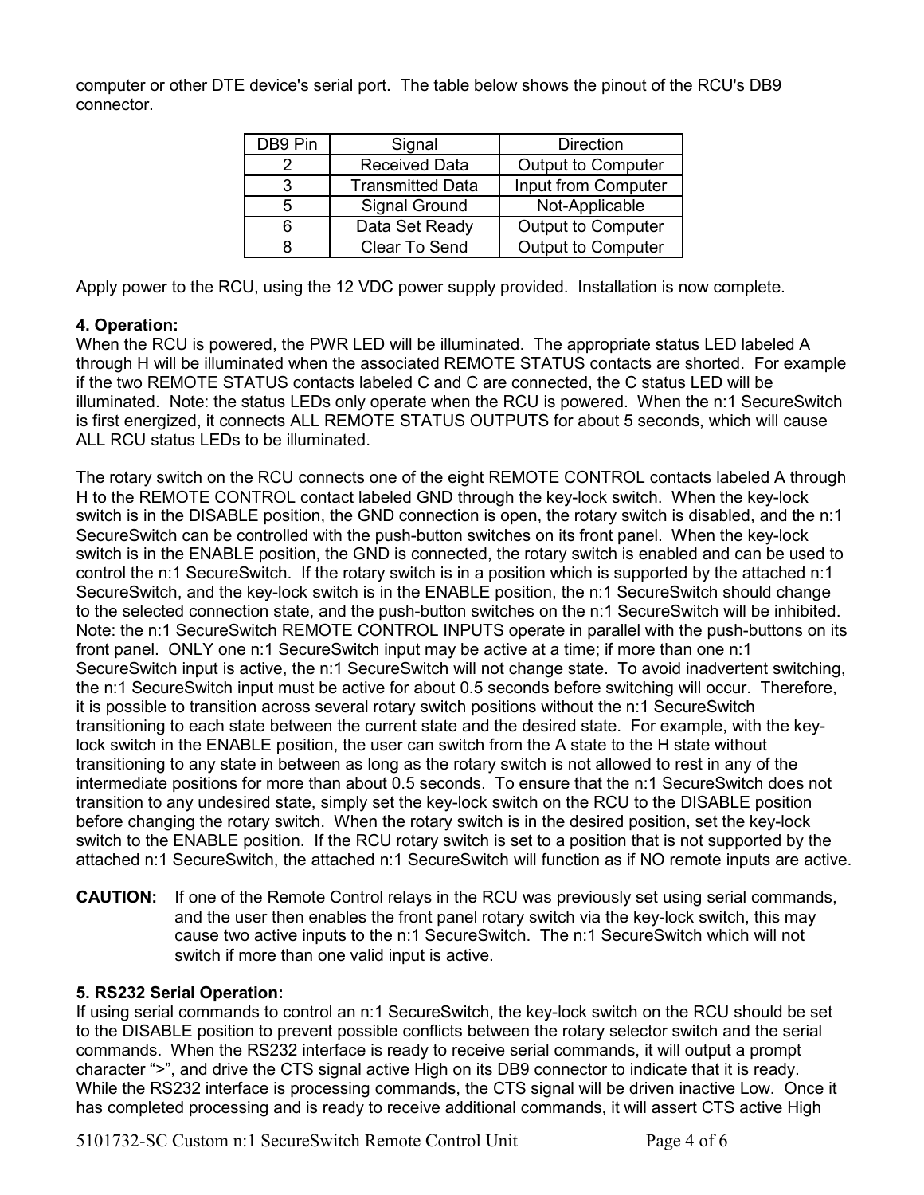computer or other DTE device's serial port. The table below shows the pinout of the RCU's DB9 connector.

| DB9 Pin | Signal | Direction |
|---|---|---|
| 2 | Received Data | Output to Computer |
| 3 | Transmitted Data | Input from Computer |
| 5 | Signal Ground | Not-Applicable |
| 6 | Data Set Ready | Output to Computer |
| 8 | Clear To Send | Output to Computer |

Apply power to the RCU, using the 12 VDC power supply provided. Installation is now complete.

**4. Operation:**

When the RCU is powered, the PWR LED will be illuminated. The appropriate status LED labeled A through H will be illuminated when the associated REMOTE STATUS contacts are shorted. For example if the two REMOTE STATUS contacts labeled C and C are connected, the C status LED will be illuminated. Note: the status LEDs only operate when the RCU is powered. When the n:1 SecureSwitch is first energized, it connects ALL REMOTE STATUS OUTPUTS for about 5 seconds, which will cause ALL RCU status LEDs to be illuminated.

The rotary switch on the RCU connects one of the eight REMOTE CONTROL contacts labeled A through H to the REMOTE CONTROL contact labeled GND through the key-lock switch. When the key-lock switch is in the DISABLE position, the GND connection is open, the rotary switch is disabled, and the n:1 SecureSwitch can be controlled with the push-button switches on its front panel. When the key-lock switch is in the ENABLE position, the GND is connected, the rotary switch is enabled and can be used to control the n:1 SecureSwitch. If the rotary switch is in a position which is supported by the attached n:1 SecureSwitch, and the key-lock switch is in the ENABLE position, the n:1 SecureSwitch should change to the selected connection state, and the push-button switches on the n:1 SecureSwitch will be inhibited. Note: the n:1 SecureSwitch REMOTE CONTROL INPUTS operate in parallel with the push-buttons on its front panel. ONLY one n:1 SecureSwitch input may be active at a time; if more than one n:1 SecureSwitch input is active, the n:1 SecureSwitch will not change state. To avoid inadvertent switching, the n:1 SecureSwitch input must be active for about 0.5 seconds before switching will occur. Therefore, it is possible to transition across several rotary switch positions without the n:1 SecureSwitch transitioning to each state between the current state and the desired state. For example, with the key-lock switch in the ENABLE position, the user can switch from the A state to the H state without transitioning to any state in between as long as the rotary switch is not allowed to rest in any of the intermediate positions for more than about 0.5 seconds. To ensure that the n:1 SecureSwitch does not transition to any undesired state, simply set the key-lock switch on the RCU to the DISABLE position before changing the rotary switch. When the rotary switch is in the desired position, set the key-lock switch to the ENABLE position. If the RCU rotary switch is set to a position that is not supported by the attached n:1 SecureSwitch, the attached n:1 SecureSwitch will function as if NO remote inputs are active.

**CAUTION:** If one of the Remote Control relays in the RCU was previously set using serial commands, and the user then enables the front panel rotary switch via the key-lock switch, this may cause two active inputs to the n:1 SecureSwitch. The n:1 SecureSwitch which will not switch if more than one valid input is active.

**5. RS232 Serial Operation:**

If using serial commands to control an n:1 SecureSwitch, the key-lock switch on the RCU should be set to the DISABLE position to prevent possible conflicts between the rotary selector switch and the serial commands. When the RS232 interface is ready to receive serial commands, it will output a prompt character ">", and drive the CTS signal active High on its DB9 connector to indicate that it is ready. While the RS232 interface is processing commands, the CTS signal will be driven inactive Low. Once it has completed processing and is ready to receive additional commands, it will assert CTS active High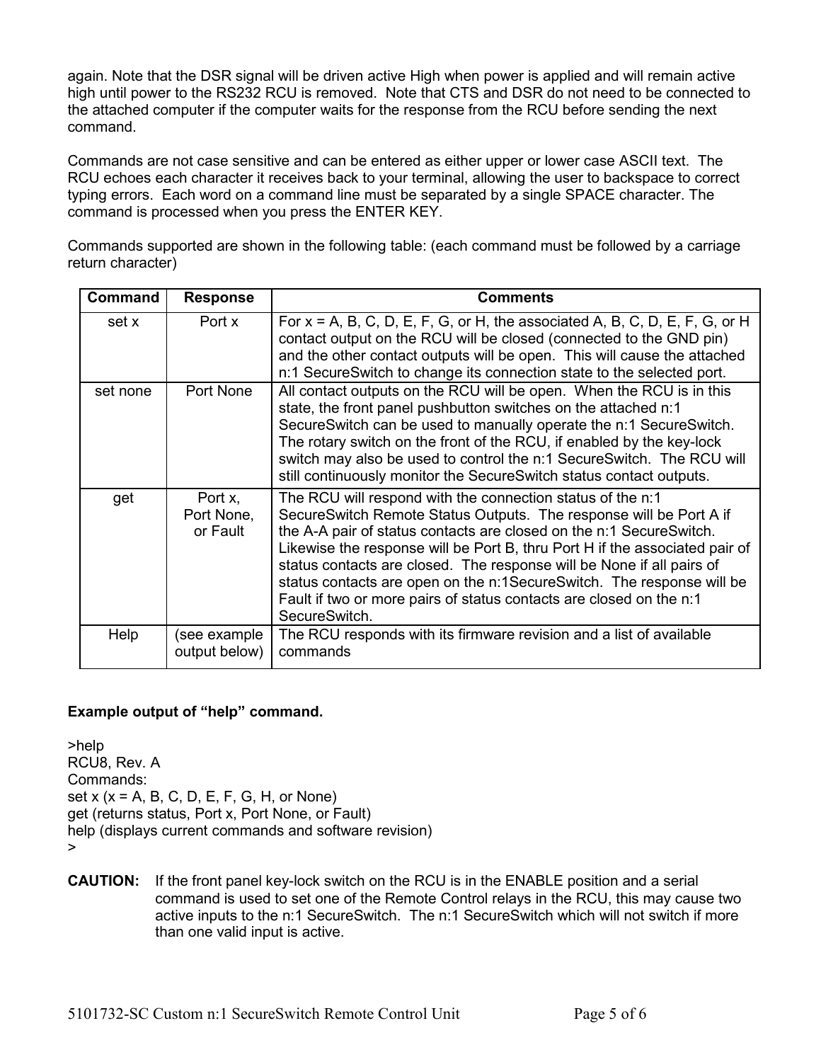again. Note that the DSR signal will be driven active High when power is applied and will remain active high until power to the RS232 RCU is removed. Note that CTS and DSR do not need to be connected to the attached computer if the computer waits for the response from the RCU before sending the next command.

Commands are not case sensitive and can be entered as either upper or lower case ASCII text. The RCU echoes each character it receives back to your terminal, allowing the user to backspace to correct typing errors. Each word on a command line must be separated by a single SPACE character. The command is processed when you press the ENTER KEY.

Commands supported are shown in the following table: (each command must be followed by a carriage return character)

| Command | Response | Comments |
|---|---|---|
| set x | Port x | For x = A, B, C, D, E, F, G, or H, the associated A, B, C, D, E, F, G, or H contact output on the RCU will be closed (connected to the GND pin) and the other contact outputs will be open. This will cause the attached n:1 SecureSwitch to change its connection state to the selected port. |
| set none | Port None | All contact outputs on the RCU will be open. When the RCU is in this state, the front panel pushbutton switches on the attached n:1 SecureSwitch can be used to manually operate the n:1 SecureSwitch. The rotary switch on the front of the RCU, if enabled by the key-lock switch may also be used to control the n:1 SecureSwitch. The RCU will still continuously monitor the SecureSwitch status contact outputs. |
| get | Port x, Port None, or Fault | The RCU will respond with the connection status of the n:1 SecureSwitch Remote Status Outputs. The response will be Port A if the A-A pair of status contacts are closed on the n:1 SecureSwitch. Likewise the response will be Port B, thru Port H if the associated pair of status contacts are closed. The response will be None if all pairs of status contacts are open on the n:1SecureSwitch. The response will be Fault if two or more pairs of status contacts are closed on the n:1 SecureSwitch. |
| Help | (see example output below) | The RCU responds with its firmware revision and a list of available commands |

**Example output of "help" command.**

```
>help
RCU8, Rev. A
Commands:
set x (x = A, B, C, D, E, F, G, H, or None)
get (returns status, Port x, Port None, or Fault)
help (displays current commands and software revision)
>
```

**CAUTION:** If the front panel key-lock switch on the RCU is in the ENABLE position and a serial command is used to set one of the Remote Control relays in the RCU, this may cause two active inputs to the n:1 SecureSwitch. The n:1 SecureSwitch which will not switch if more than one valid input is active.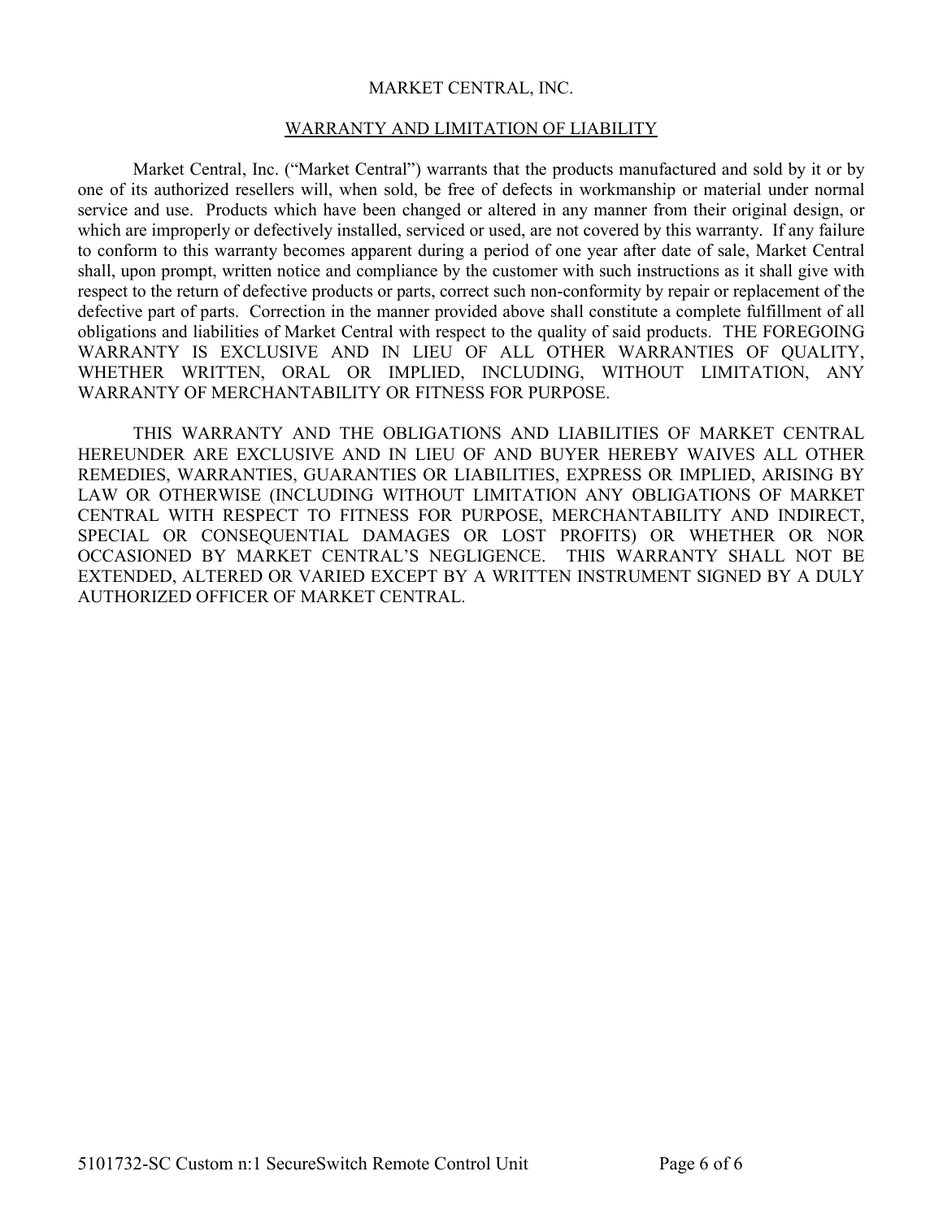MARKET CENTRAL, INC.

WARRANTY AND LIMITATION OF LIABILITY

Market Central, Inc. ("Market Central") warrants that the products manufactured and sold by it or by one of its authorized resellers will, when sold, be free of defects in workmanship or material under normal service and use. Products which have been changed or altered in any manner from their original design, or which are improperly or defectively installed, serviced or used, are not covered by this warranty. If any failure to conform to this warranty becomes apparent during a period of one year after date of sale, Market Central shall, upon prompt, written notice and compliance by the customer with such instructions as it shall give with respect to the return of defective products or parts, correct such non-conformity by repair or replacement of the defective part of parts. Correction in the manner provided above shall constitute a complete fulfillment of all obligations and liabilities of Market Central with respect to the quality of said products. THE FOREGOING WARRANTY IS EXCLUSIVE AND IN LIEU OF ALL OTHER WARRANTIES OF QUALITY, WHETHER WRITTEN, ORAL OR IMPLIED, INCLUDING, WITHOUT LIMITATION, ANY WARRANTY OF MERCHANTABILITY OR FITNESS FOR PURPOSE.

THIS WARRANTY AND THE OBLIGATIONS AND LIABILITIES OF MARKET CENTRAL HEREUNDER ARE EXCLUSIVE AND IN LIEU OF AND BUYER HEREBY WAIVES ALL OTHER REMEDIES, WARRANTIES, GUARANTIES OR LIABILITIES, EXPRESS OR IMPLIED, ARISING BY LAW OR OTHERWISE (INCLUDING WITHOUT LIMITATION ANY OBLIGATIONS OF MARKET CENTRAL WITH RESPECT TO FITNESS FOR PURPOSE, MERCHANTABILITY AND INDIRECT, SPECIAL OR CONSEQUENTIAL DAMAGES OR LOST PROFITS) OR WHETHER OR NOR OCCASIONED BY MARKET CENTRAL'S NEGLIGENCE. THIS WARRANTY SHALL NOT BE EXTENDED, ALTERED OR VARIED EXCEPT BY A WRITTEN INSTRUMENT SIGNED BY A DULY AUTHORIZED OFFICER OF MARKET CENTRAL.